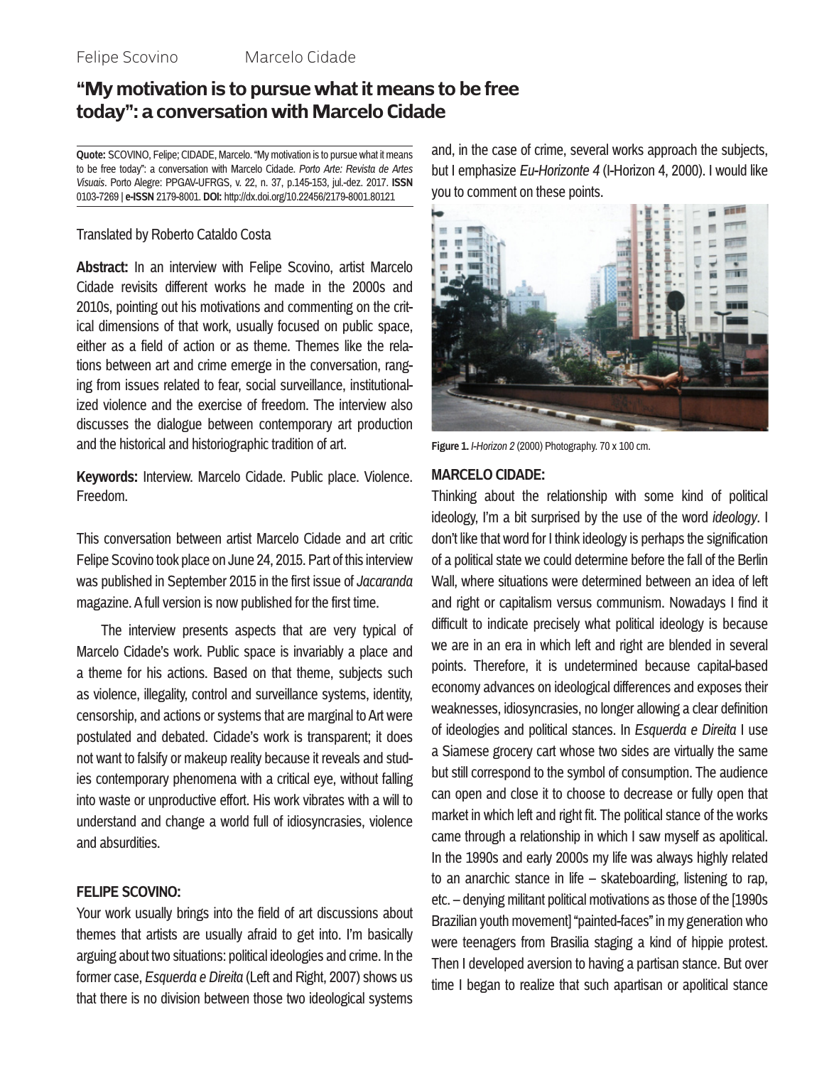Felipe Scovino    Marcelo Cidade

# "My motivation is to pursue what it means to be free today": a conversation with Marcelo Cidade

**Quote:** SCOVINO, Felipe; CIDADE, Marcelo. "My motivation is to pursue what it means to be free today": a conversation with Marcelo Cidade. *Porto Arte: Revista de Artes Visuais*. Porto Alegre: PPGAV-UFRGS, v. 22, n. 37, p.145-153, jul.-dez. 2017. **ISSN** 0103-7269 | **e-ISSN** 2179-8001. **DOI:** http://dx.doi.org/10.22456/2179-8001.80121

Translated by Roberto Cataldo Costa

**Abstract:** In an interview with Felipe Scovino, artist Marcelo Cidade revisits different works he made in the 2000s and 2010s, pointing out his motivations and commenting on the critical dimensions of that work, usually focused on public space, either as a field of action or as theme. Themes like the relations between art and crime emerge in the conversation, ranging from issues related to fear, social surveillance, institutionalized violence and the exercise of freedom. The interview also discusses the dialogue between contemporary art production and the historical and historiographic tradition of art.

**Keywords:** Interview. Marcelo Cidade. Public place. Violence. Freedom.

This conversation between artist Marcelo Cidade and art critic Felipe Scovino took place on June 24, 2015. Part of this interview was published in September 2015 in the first issue of *Jacaranda* magazine. A full version is now published for the first time.

The interview presents aspects that are very typical of Marcelo Cidade's work. Public space is invariably a place and a theme for his actions. Based on that theme, subjects such as violence, illegality, control and surveillance systems, identity, censorship, and actions or systems that are marginal to Art were postulated and debated. Cidade's work is transparent; it does not want to falsify or makeup reality because it reveals and studies contemporary phenomena with a critical eye, without falling into waste or unproductive effort. His work vibrates with a will to understand and change a world full of idiosyncrasies, violence and absurdities.

**FELIPE SCOVINO:**

Your work usually brings into the field of art discussions about themes that artists are usually afraid to get into. I'm basically arguing about two situations: political ideologies and crime. In the former case, *Esquerda e Direita* (Left and Right, 2007) shows us that there is no division between those two ideological systems and, in the case of crime, several works approach the subjects, but I emphasize *Eu-Horizonte 4* (I-Horizon 4, 2000). I would like you to comment on these points.

**Figure 1.** *I-Horizon 2* (2000) Photography. 70 x 100 cm.

**MARCELO CIDADE:**

Thinking about the relationship with some kind of political ideology, I'm a bit surprised by the use of the word *ideology*. I don't like that word for I think ideology is perhaps the signification of a political state we could determine before the fall of the Berlin Wall, where situations were determined between an idea of left and right or capitalism versus communism. Nowadays I find it difficult to indicate precisely what political ideology is because we are in an era in which left and right are blended in several points. Therefore, it is undetermined because capital-based economy advances on ideological differences and exposes their weaknesses, idiosyncrasies, no longer allowing a clear definition of ideologies and political stances. In *Esquerda e Direita* I use a Siamese grocery cart whose two sides are virtually the same but still correspond to the symbol of consumption. The audience can open and close it to choose to decrease or fully open that market in which left and right fit. The political stance of the works came through a relationship in which I saw myself as apolitical. In the 1990s and early 2000s my life was always highly related to an anarchic stance in life – skateboarding, listening to rap, etc. – denying militant political motivations as those of the [1990s Brazilian youth movement] "painted-faces" in my generation who were teenagers from Brasilia staging a kind of hippie protest. Then I developed aversion to having a partisan stance. But over time I began to realize that such apartisan or apolitical stance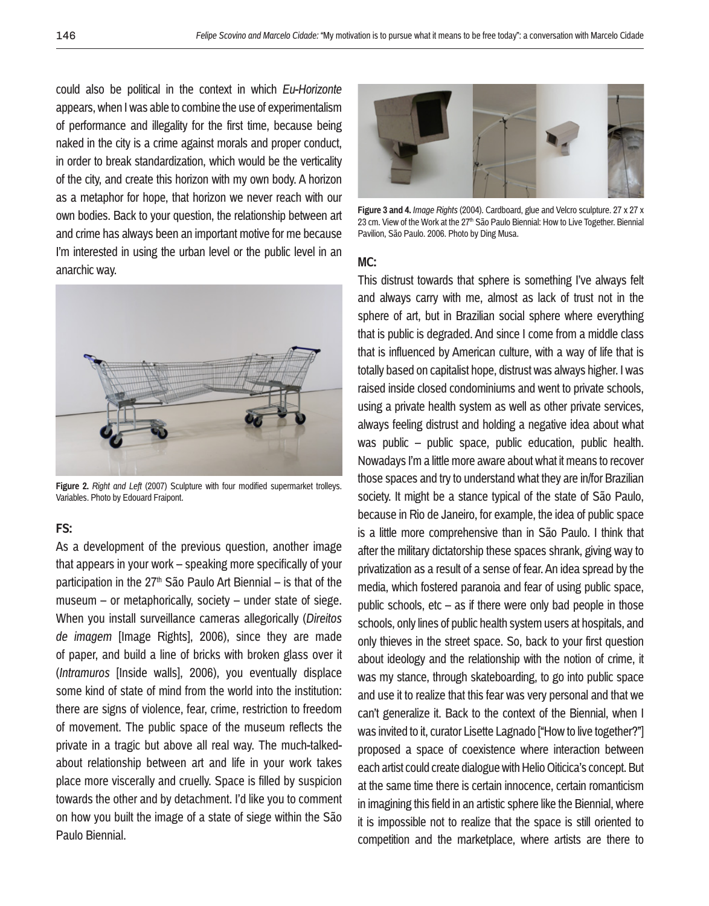could also be political in the context in which *Eu-Horizonte* appears, when I was able to combine the use of experimentalism of performance and illegality for the first time, because being naked in the city is a crime against morals and proper conduct, in order to break standardization, which would be the verticality of the city, and create this horizon with my own body. A horizon as a metaphor for hope, that horizon we never reach with our own bodies. Back to your question, the relationship between art and crime has always been an important motive for me because I'm interested in using the urban level or the public level in an anarchic way.

**Figure 2.** *Right and Left* (2007) Sculpture with four modified supermarket trolleys. Variables. Photo by Edouard Fraipont.

**FS:**

As a development of the previous question, another image that appears in your work – speaking more specifically of your participation in the 27th São Paulo Art Biennial – is that of the museum – or metaphorically, society – under state of siege. When you install surveillance cameras allegorically (*Direitos de imagem* [Image Rights], 2006), since they are made of paper, and build a line of bricks with broken glass over it (*Intramuros* [Inside walls], 2006), you eventually displace some kind of state of mind from the world into the institution: there are signs of violence, fear, crime, restriction to freedom of movement. The public space of the museum reflects the private in a tragic but above all real way. The much-talked-about relationship between art and life in your work takes place more viscerally and cruelly. Space is filled by suspicion towards the other and by detachment. I'd like you to comment on how you built the image of a state of siege within the São Paulo Biennial.

**Figure 3 and 4.** *Image Rights* (2004). Cardboard, glue and Velcro sculpture. 27 x 27 x 23 cm. View of the Work at the 27th São Paulo Biennial: How to Live Together. Biennial Pavilion, São Paulo. 2006. Photo by Ding Musa.

**MC:**

This distrust towards that sphere is something I've always felt and always carry with me, almost as lack of trust not in the sphere of art, but in Brazilian social sphere where everything that is public is degraded. And since I come from a middle class that is influenced by American culture, with a way of life that is totally based on capitalist hope, distrust was always higher. I was raised inside closed condominiums and went to private schools, using a private health system as well as other private services, always feeling distrust and holding a negative idea about what was public – public space, public education, public health. Nowadays I'm a little more aware about what it means to recover those spaces and try to understand what they are in/for Brazilian society. It might be a stance typical of the state of São Paulo, because in Rio de Janeiro, for example, the idea of public space is a little more comprehensive than in São Paulo. I think that after the military dictatorship these spaces shrank, giving way to privatization as a result of a sense of fear. An idea spread by the media, which fostered paranoia and fear of using public space, public schools, etc – as if there were only bad people in those schools, only lines of public health system users at hospitals, and only thieves in the street space. So, back to your first question about ideology and the relationship with the notion of crime, it was my stance, through skateboarding, to go into public space and use it to realize that this fear was very personal and that we can't generalize it. Back to the context of the Biennial, when I was invited to it, curator Lisette Lagnado ["How to live together?"] proposed a space of coexistence where interaction between each artist could create dialogue with Helio Oiticica's concept. But at the same time there is certain innocence, certain romanticism in imagining this field in an artistic sphere like the Biennial, where it is impossible not to realize that the space is still oriented to competition and the marketplace, where artists are there to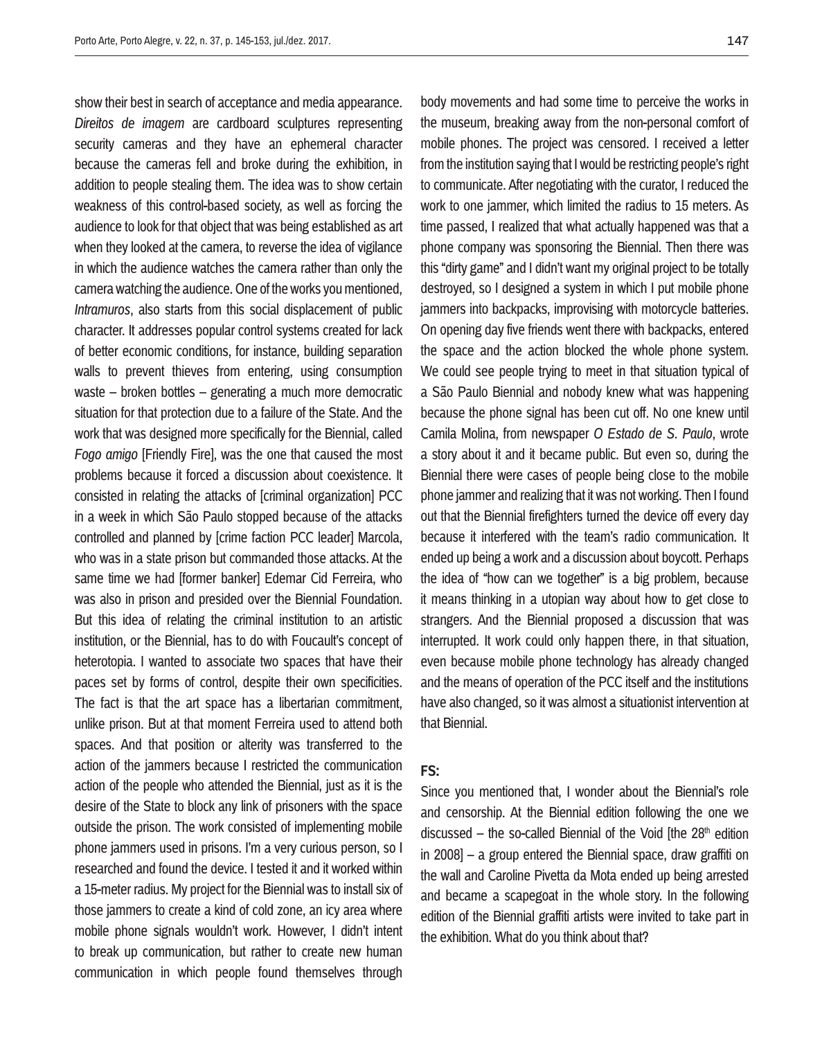show their best in search of acceptance and media appearance. *Direitos de imagem* are cardboard sculptures representing security cameras and they have an ephemeral character because the cameras fell and broke during the exhibition, in addition to people stealing them. The idea was to show certain weakness of this control-based society, as well as forcing the audience to look for that object that was being established as art when they looked at the camera, to reverse the idea of vigilance in which the audience watches the camera rather than only the camera watching the audience. One of the works you mentioned, *Intramuros*, also starts from this social displacement of public character. It addresses popular control systems created for lack of better economic conditions, for instance, building separation walls to prevent thieves from entering, using consumption waste – broken bottles – generating a much more democratic situation for that protection due to a failure of the State. And the work that was designed more specifically for the Biennial, called *Fogo amigo* [Friendly Fire], was the one that caused the most problems because it forced a discussion about coexistence. It consisted in relating the attacks of [criminal organization] PCC in a week in which São Paulo stopped because of the attacks controlled and planned by [crime faction PCC leader] Marcola, who was in a state prison but commanded those attacks. At the same time we had [former banker] Edemar Cid Ferreira, who was also in prison and presided over the Biennial Foundation. But this idea of relating the criminal institution to an artistic institution, or the Biennial, has to do with Foucault's concept of heterotopia. I wanted to associate two spaces that have their paces set by forms of control, despite their own specificities. The fact is that the art space has a libertarian commitment, unlike prison. But at that moment Ferreira used to attend both spaces. And that position or alterity was transferred to the action of the jammers because I restricted the communication action of the people who attended the Biennial, just as it is the desire of the State to block any link of prisoners with the space outside the prison. The work consisted of implementing mobile phone jammers used in prisons. I'm a very curious person, so I researched and found the device. I tested it and it worked within a 15-meter radius. My project for the Biennial was to install six of those jammers to create a kind of cold zone, an icy area where mobile phone signals wouldn't work. However, I didn't intent to break up communication, but rather to create new human communication in which people found themselves through body movements and had some time to perceive the works in the museum, breaking away from the non-personal comfort of mobile phones. The project was censored. I received a letter from the institution saying that I would be restricting people's right to communicate. After negotiating with the curator, I reduced the work to one jammer, which limited the radius to 15 meters. As time passed, I realized that what actually happened was that a phone company was sponsoring the Biennial. Then there was this "dirty game" and I didn't want my original project to be totally destroyed, so I designed a system in which I put mobile phone jammers into backpacks, improvising with motorcycle batteries. On opening day five friends went there with backpacks, entered the space and the action blocked the whole phone system. We could see people trying to meet in that situation typical of a São Paulo Biennial and nobody knew what was happening because the phone signal has been cut off. No one knew until Camila Molina, from newspaper *O Estado de S. Paulo*, wrote a story about it and it became public. But even so, during the Biennial there were cases of people being close to the mobile phone jammer and realizing that it was not working. Then I found out that the Biennial firefighters turned the device off every day because it interfered with the team's radio communication. It ended up being a work and a discussion about boycott. Perhaps the idea of "how can we together" is a big problem, because it means thinking in a utopian way about how to get close to strangers. And the Biennial proposed a discussion that was interrupted. It work could only happen there, in that situation, even because mobile phone technology has already changed and the means of operation of the PCC itself and the institutions have also changed, so it was almost a situationist intervention at that Biennial.

**FS:**

Since you mentioned that, I wonder about the Biennial's role and censorship. At the Biennial edition following the one we discussed – the so-called Biennial of the Void [the 28th edition in 2008] – a group entered the Biennial space, draw graffiti on the wall and Caroline Pivetta da Mota ended up being arrested and became a scapegoat in the whole story. In the following edition of the Biennial graffiti artists were invited to take part in the exhibition. What do you think about that?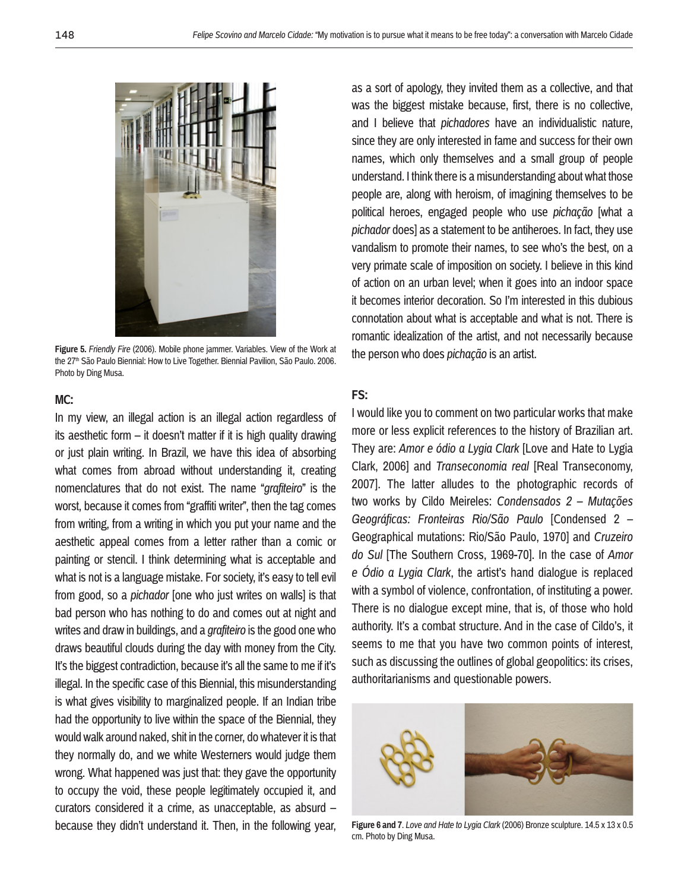Figure 5. *Friendly Fire* (2006). Mobile phone jammer. Variables. View of the Work at the 27th São Paulo Biennial: How to Live Together. Biennial Pavilion, São Paulo. 2006. Photo by Ding Musa.

**MC:**

In my view, an illegal action is an illegal action regardless of its aesthetic form – it doesn't matter if it is high quality drawing or just plain writing. In Brazil, we have this idea of absorbing what comes from abroad without understanding it, creating nomenclatures that do not exist. The name "*grafiteiro*" is the worst, because it comes from "graffiti writer", then the tag comes from writing, from a writing in which you put your name and the aesthetic appeal comes from a letter rather than a comic or painting or stencil. I think determining what is acceptable and what is not is a language mistake. For society, it's easy to tell evil from good, so a *pichador* [one who just writes on walls] is that bad person who has nothing to do and comes out at night and writes and draw in buildings, and a *grafiteiro* is the good one who draws beautiful clouds during the day with money from the City. It's the biggest contradiction, because it's all the same to me if it's illegal. In the specific case of this Biennial, this misunderstanding is what gives visibility to marginalized people. If an Indian tribe had the opportunity to live within the space of the Biennial, they would walk around naked, shit in the corner, do whatever it is that they normally do, and we white Westerners would judge them wrong. What happened was just that: they gave the opportunity to occupy the void, these people legitimately occupied it, and curators considered it a crime, as unacceptable, as absurd – because they didn't understand it. Then, in the following year, as a sort of apology, they invited them as a collective, and that was the biggest mistake because, first, there is no collective, and I believe that *pichadores* have an individualistic nature, since they are only interested in fame and success for their own names, which only themselves and a small group of people understand. I think there is a misunderstanding about what those people are, along with heroism, of imagining themselves to be political heroes, engaged people who use *pichação* [what a *pichador* does] as a statement to be antiheroes. In fact, they use vandalism to promote their names, to see who's the best, on a very primate scale of imposition on society. I believe in this kind of action on an urban level; when it goes into an indoor space it becomes interior decoration. So I'm interested in this dubious connotation about what is acceptable and what is not. There is romantic idealization of the artist, and not necessarily because the person who does *pichação* is an artist.

**FS:**

I would like you to comment on two particular works that make more or less explicit references to the history of Brazilian art. They are: *Amor e ódio a Lygia Clark* [Love and Hate to Lygia Clark, 2006] and *Transeconomia real* [Real Transeconomy, 2007]. The latter alludes to the photographic records of two works by Cildo Meireles: *Condensados 2 – Mutações Geográficas: Fronteiras Rio/São Paulo* [Condensed 2 – Geographical mutations: Rio/São Paulo, 1970] and *Cruzeiro do Sul* [The Southern Cross, 1969-70]. In the case of *Amor e Ódio a Lygia Clark*, the artist's hand dialogue is replaced with a symbol of violence, confrontation, of instituting a power. There is no dialogue except mine, that is, of those who hold authority. It's a combat structure. And in the case of Cildo's, it seems to me that you have two common points of interest, such as discussing the outlines of global geopolitics: its crises, authoritarianisms and questionable powers.

**Figure 6 and 7**. *Love and Hate to Lygia Clark* (2006) Bronze sculpture. 14.5 x 13 x 0.5 cm. Photo by Ding Musa.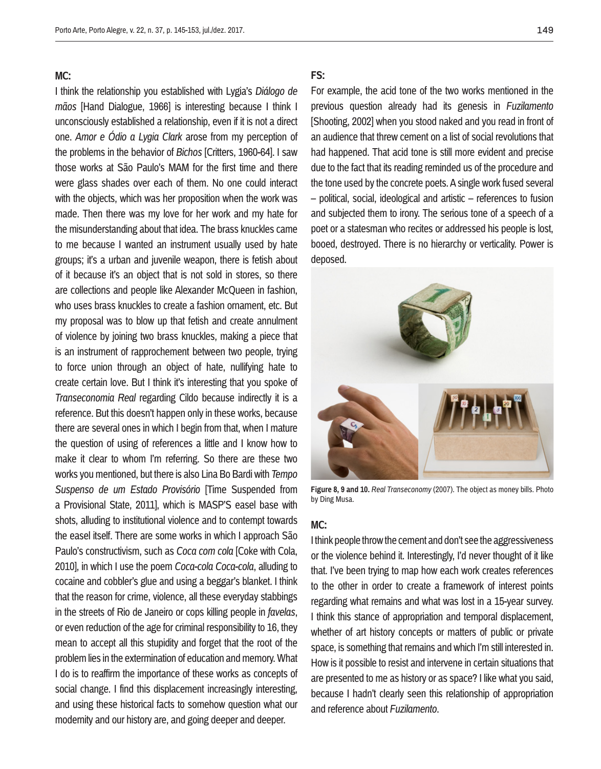**MC:**

I think the relationship you established with Lygia's *Diálogo de mãos* [Hand Dialogue, 1966] is interesting because I think I unconsciously established a relationship, even if it is not a direct one. *Amor e Ódio a Lygia Clark* arose from my perception of the problems in the behavior of *Bichos* [Critters, 1960-64]. I saw those works at São Paulo's MAM for the first time and there were glass shades over each of them. No one could interact with the objects, which was her proposition when the work was made. Then there was my love for her work and my hate for the misunderstanding about that idea. The brass knuckles came to me because I wanted an instrument usually used by hate groups; it's a urban and juvenile weapon, there is fetish about of it because it's an object that is not sold in stores, so there are collections and people like Alexander McQueen in fashion, who uses brass knuckles to create a fashion ornament, etc. But my proposal was to blow up that fetish and create annulment of violence by joining two brass knuckles, making a piece that is an instrument of rapprochement between two people, trying to force union through an object of hate, nullifying hate to create certain love. But I think it's interesting that you spoke of *Transeconomia Real* regarding Cildo because indirectly it is a reference. But this doesn't happen only in these works, because there are several ones in which I begin from that, when I mature the question of using of references a little and I know how to make it clear to whom I'm referring. So there are these two works you mentioned, but there is also Lina Bo Bardi with *Tempo Suspenso de um Estado Provisório* [Time Suspended from a Provisional State, 2011], which is MASP'S easel base with shots, alluding to institutional violence and to contempt towards the easel itself. There are some works in which I approach São Paulo's constructivism, such as *Coca com cola* [Coke with Cola, 2010], in which I use the poem *Coca-cola Coca-cola*, alluding to cocaine and cobbler's glue and using a beggar's blanket. I think that the reason for crime, violence, all these everyday stabbings in the streets of Rio de Janeiro or cops killing people in *favelas*, or even reduction of the age for criminal responsibility to 16, they mean to accept all this stupidity and forget that the root of the problem lies in the extermination of education and memory. What I do is to reaffirm the importance of these works as concepts of social change. I find this displacement increasingly interesting, and using these historical facts to somehow question what our modernity and our history are, and going deeper and deeper.

**FS:**

For example, the acid tone of the two works mentioned in the previous question already had its genesis in *Fuzilamento* [Shooting, 2002] when you stood naked and you read in front of an audience that threw cement on a list of social revolutions that had happened. That acid tone is still more evident and precise due to the fact that its reading reminded us of the procedure and the tone used by the concrete poets. A single work fused several – political, social, ideological and artistic – references to fusion and subjected them to irony. The serious tone of a speech of a poet or a statesman who recites or addressed his people is lost, booed, destroyed. There is no hierarchy or verticality. Power is deposed.

**Figure 8, 9 and 10.** *Real Transeconomy* (2007). The object as money bills. Photo by Ding Musa.

**MC:**

I think people throw the cement and don't see the aggressiveness or the violence behind it. Interestingly, I'd never thought of it like that. I've been trying to map how each work creates references to the other in order to create a framework of interest points regarding what remains and what was lost in a 15-year survey. I think this stance of appropriation and temporal displacement, whether of art history concepts or matters of public or private space, is something that remains and which I'm still interested in. How is it possible to resist and intervene in certain situations that are presented to me as history or as space? I like what you said, because I hadn't clearly seen this relationship of appropriation and reference about *Fuzilamento*.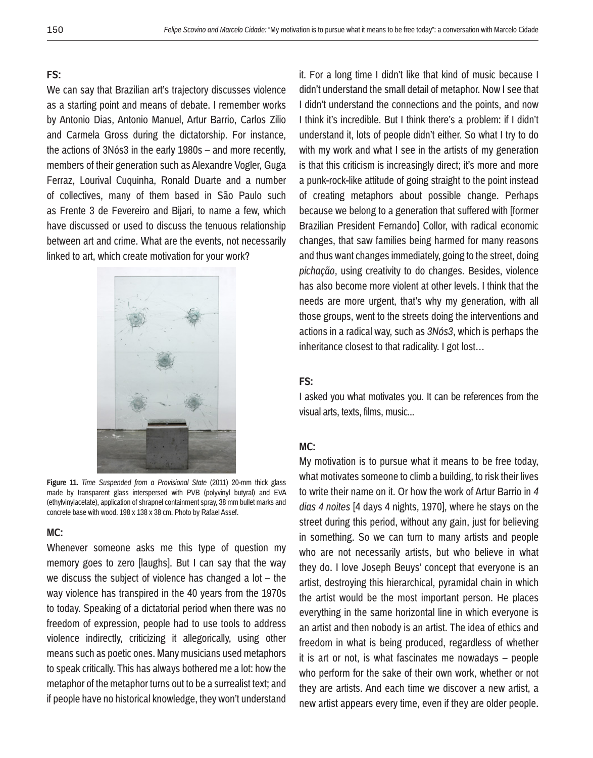**FS:**

We can say that Brazilian art's trajectory discusses violence as a starting point and means of debate. I remember works by Antonio Dias, Antonio Manuel, Artur Barrio, Carlos Zilio and Carmela Gross during the dictatorship. For instance, the actions of 3Nós3 in the early 1980s – and more recently, members of their generation such as Alexandre Vogler, Guga Ferraz, Lourival Cuquinha, Ronald Duarte and a number of collectives, many of them based in São Paulo such as Frente 3 de Fevereiro and Bijari, to name a few, which have discussed or used to discuss the tenuous relationship between art and crime. What are the events, not necessarily linked to art, which create motivation for your work?

**Figure 11.** *Time Suspended from a Provisional State* (2011) 20-mm thick glass made by transparent glass interspersed with PVB (polyvinyl butyral) and EVA (ethylvinylacetate), application of shrapnel containment spray, 38 mm bullet marks and concrete base with wood. 198 x 138 x 38 cm. Photo by Rafael Assef.

**MC:**

Whenever someone asks me this type of question my memory goes to zero [laughs]. But I can say that the way we discuss the subject of violence has changed a lot – the way violence has transpired in the 40 years from the 1970s to today. Speaking of a dictatorial period when there was no freedom of expression, people had to use tools to address violence indirectly, criticizing it allegorically, using other means such as poetic ones. Many musicians used metaphors to speak critically. This has always bothered me a lot: how the metaphor of the metaphor turns out to be a surrealist text; and if people have no historical knowledge, they won't understand it. For a long time I didn't like that kind of music because I didn't understand the small detail of metaphor. Now I see that I didn't understand the connections and the points, and now I think it's incredible. But I think there's a problem: if I didn't understand it, lots of people didn't either. So what I try to do with my work and what I see in the artists of my generation is that this criticism is increasingly direct; it's more and more a punk-rock-like attitude of going straight to the point instead of creating metaphors about possible change. Perhaps because we belong to a generation that suffered with [former Brazilian President Fernando] Collor, with radical economic changes, that saw families being harmed for many reasons and thus want changes immediately, going to the street, doing *pichação*, using creativity to do changes. Besides, violence has also become more violent at other levels. I think that the needs are more urgent, that's why my generation, with all those groups, went to the streets doing the interventions and actions in a radical way, such as *3Nós3*, which is perhaps the inheritance closest to that radicality. I got lost…

**FS:**

I asked you what motivates you. It can be references from the visual arts, texts, films, music...

**MC:**

My motivation is to pursue what it means to be free today, what motivates someone to climb a building, to risk their lives to write their name on it. Or how the work of Artur Barrio in *4 dias 4 noites* [4 days 4 nights, 1970], where he stays on the street during this period, without any gain, just for believing in something. So we can turn to many artists and people who are not necessarily artists, but who believe in what they do. I love Joseph Beuys' concept that everyone is an artist, destroying this hierarchical, pyramidal chain in which the artist would be the most important person. He places everything in the same horizontal line in which everyone is an artist and then nobody is an artist. The idea of ethics and freedom in what is being produced, regardless of whether it is art or not, is what fascinates me nowadays – people who perform for the sake of their own work, whether or not they are artists. And each time we discover a new artist, a new artist appears every time, even if they are older people.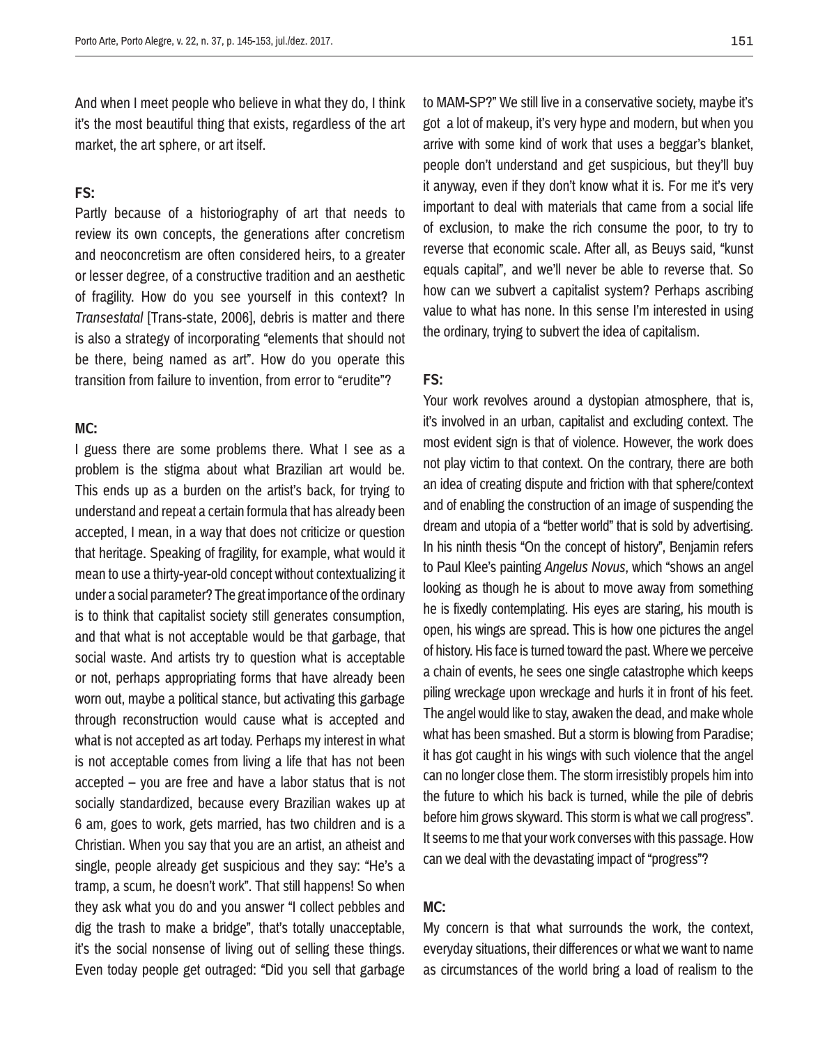And when I meet people who believe in what they do, I think it's the most beautiful thing that exists, regardless of the art market, the art sphere, or art itself.

**FS:**

Partly because of a historiography of art that needs to review its own concepts, the generations after concretism and neoconcretism are often considered heirs, to a greater or lesser degree, of a constructive tradition and an aesthetic of fragility. How do you see yourself in this context? In *Transestatal* [Trans-state, 2006], debris is matter and there is also a strategy of incorporating "elements that should not be there, being named as art". How do you operate this transition from failure to invention, from error to "erudite"?

**MC:**

I guess there are some problems there. What I see as a problem is the stigma about what Brazilian art would be. This ends up as a burden on the artist's back, for trying to understand and repeat a certain formula that has already been accepted, I mean, in a way that does not criticize or question that heritage. Speaking of fragility, for example, what would it mean to use a thirty-year-old concept without contextualizing it under a social parameter? The great importance of the ordinary is to think that capitalist society still generates consumption, and that what is not acceptable would be that garbage, that social waste. And artists try to question what is acceptable or not, perhaps appropriating forms that have already been worn out, maybe a political stance, but activating this garbage through reconstruction would cause what is accepted and what is not accepted as art today. Perhaps my interest in what is not acceptable comes from living a life that has not been accepted – you are free and have a labor status that is not socially standardized, because every Brazilian wakes up at 6 am, goes to work, gets married, has two children and is a Christian. When you say that you are an artist, an atheist and single, people already get suspicious and they say: "He's a tramp, a scum, he doesn't work". That still happens! So when they ask what you do and you answer "I collect pebbles and dig the trash to make a bridge", that's totally unacceptable, it's the social nonsense of living out of selling these things. Even today people get outraged: "Did you sell that garbage to MAM-SP?" We still live in a conservative society, maybe it's got a lot of makeup, it's very hype and modern, but when you arrive with some kind of work that uses a beggar's blanket, people don't understand and get suspicious, but they'll buy it anyway, even if they don't know what it is. For me it's very important to deal with materials that came from a social life of exclusion, to make the rich consume the poor, to try to reverse that economic scale. After all, as Beuys said, "kunst equals capital", and we'll never be able to reverse that. So how can we subvert a capitalist system? Perhaps ascribing value to what has none. In this sense I'm interested in using the ordinary, trying to subvert the idea of capitalism.

**FS:**

Your work revolves around a dystopian atmosphere, that is, it's involved in an urban, capitalist and excluding context. The most evident sign is that of violence. However, the work does not play victim to that context. On the contrary, there are both an idea of creating dispute and friction with that sphere/context and of enabling the construction of an image of suspending the dream and utopia of a "better world" that is sold by advertising. In his ninth thesis "On the concept of history", Benjamin refers to Paul Klee's painting *Angelus Novus*, which "shows an angel looking as though he is about to move away from something he is fixedly contemplating. His eyes are staring, his mouth is open, his wings are spread. This is how one pictures the angel of history. His face is turned toward the past. Where we perceive a chain of events, he sees one single catastrophe which keeps piling wreckage upon wreckage and hurls it in front of his feet. The angel would like to stay, awaken the dead, and make whole what has been smashed. But a storm is blowing from Paradise; it has got caught in his wings with such violence that the angel can no longer close them. The storm irresistibly propels him into the future to which his back is turned, while the pile of debris before him grows skyward. This storm is what we call progress". It seems to me that your work converses with this passage. How can we deal with the devastating impact of "progress"?

**MC:**

My concern is that what surrounds the work, the context, everyday situations, their differences or what we want to name as circumstances of the world bring a load of realism to the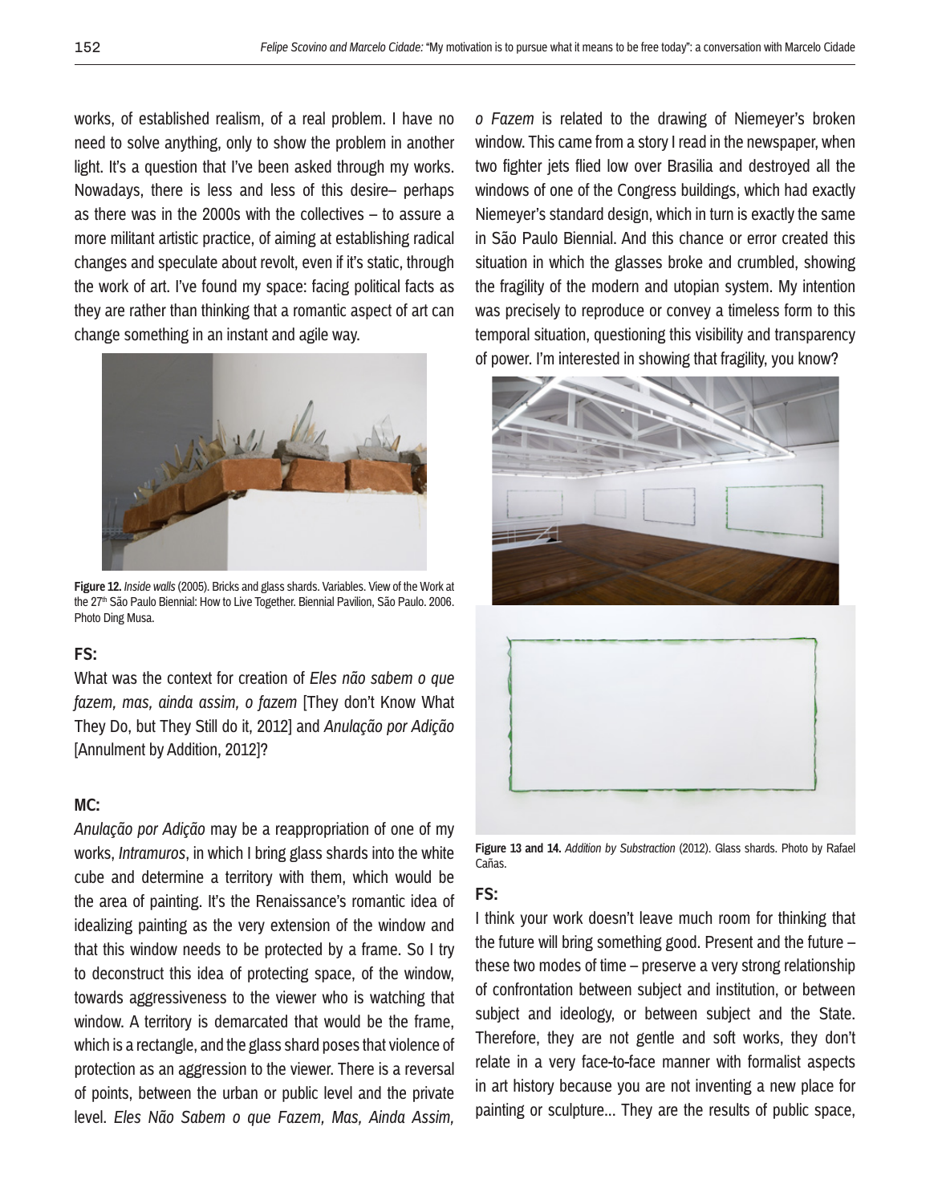works, of established realism, of a real problem. I have no need to solve anything, only to show the problem in another light. It's a question that I've been asked through my works. Nowadays, there is less and less of this desire– perhaps as there was in the 2000s with the collectives – to assure a more militant artistic practice, of aiming at establishing radical changes and speculate about revolt, even if it's static, through the work of art. I've found my space: facing political facts as they are rather than thinking that a romantic aspect of art can change something in an instant and agile way.

**Figure 12.** *Inside walls* (2005). Bricks and glass shards. Variables. View of the Work at the 27th São Paulo Biennial: How to Live Together. Biennial Pavilion, São Paulo. 2006. Photo Ding Musa.

**FS:**

What was the context for creation of *Eles não sabem o que fazem, mas, ainda assim, o fazem* [They don't Know What They Do, but They Still do it, 2012] and *Anulação por Adição* [Annulment by Addition, 2012]?

**MC:**

*Anulação por Adição* may be a reappropriation of one of my works, *Intramuros*, in which I bring glass shards into the white cube and determine a territory with them, which would be the area of painting. It's the Renaissance's romantic idea of idealizing painting as the very extension of the window and that this window needs to be protected by a frame. So I try to deconstruct this idea of protecting space, of the window, towards aggressiveness to the viewer who is watching that window. A territory is demarcated that would be the frame, which is a rectangle, and the glass shard poses that violence of protection as an aggression to the viewer. There is a reversal of points, between the urban or public level and the private level. *Eles Não Sabem o que Fazem, Mas, Ainda Assim, o Fazem* is related to the drawing of Niemeyer's broken window. This came from a story I read in the newspaper, when two fighter jets flied low over Brasilia and destroyed all the windows of one of the Congress buildings, which had exactly Niemeyer's standard design, which in turn is exactly the same in São Paulo Biennial. And this chance or error created this situation in which the glasses broke and crumbled, showing the fragility of the modern and utopian system. My intention was precisely to reproduce or convey a timeless form to this temporal situation, questioning this visibility and transparency of power. I'm interested in showing that fragility, you know?

**Figure 13 and 14.** *Addition by Substraction* (2012). Glass shards. Photo by Rafael Cañas.

**FS:**

I think your work doesn't leave much room for thinking that the future will bring something good. Present and the future – these two modes of time – preserve a very strong relationship of confrontation between subject and institution, or between subject and ideology, or between subject and the State. Therefore, they are not gentle and soft works, they don't relate in a very face-to-face manner with formalist aspects in art history because you are not inventing a new place for painting or sculpture... They are the results of public space,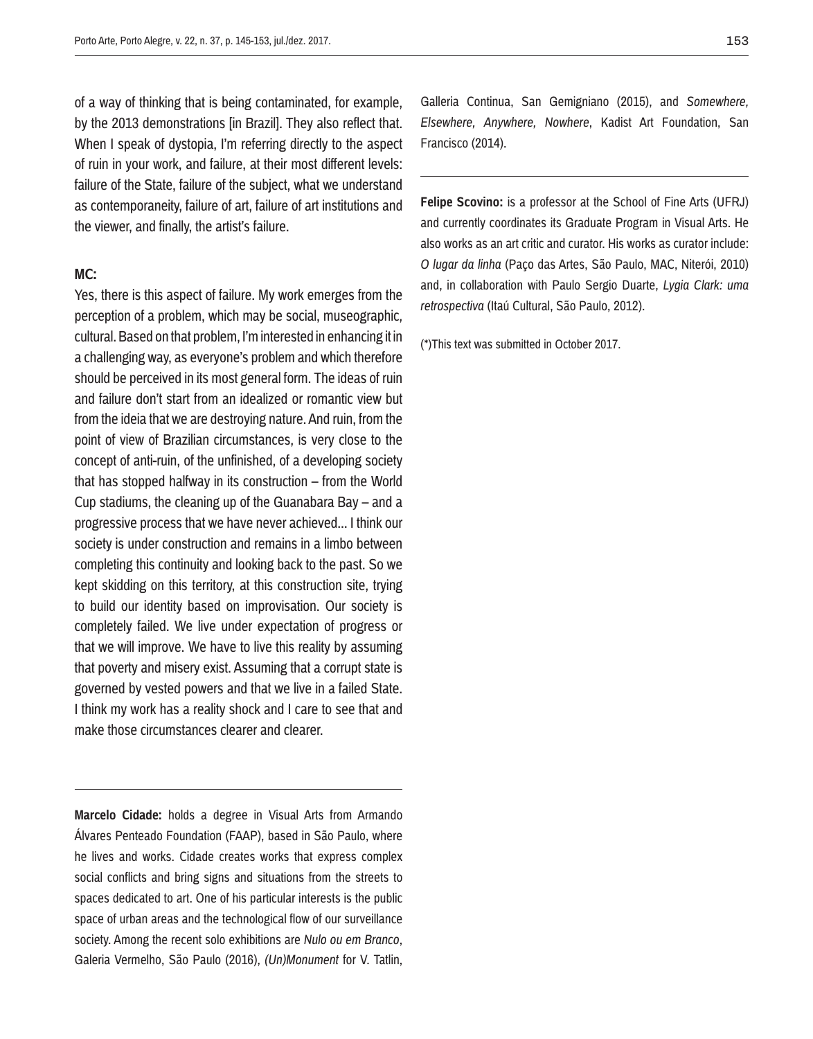of a way of thinking that is being contaminated, for example, by the 2013 demonstrations [in Brazil]. They also reflect that. When I speak of dystopia, I'm referring directly to the aspect of ruin in your work, and failure, at their most different levels: failure of the State, failure of the subject, what we understand as contemporaneity, failure of art, failure of art institutions and the viewer, and finally, the artist's failure.

**MC:**

Yes, there is this aspect of failure. My work emerges from the perception of a problem, which may be social, museographic, cultural. Based on that problem, I'm interested in enhancing it in a challenging way, as everyone's problem and which therefore should be perceived in its most general form. The ideas of ruin and failure don't start from an idealized or romantic view but from the ideia that we are destroying nature. And ruin, from the point of view of Brazilian circumstances, is very close to the concept of anti-ruin, of the unfinished, of a developing society that has stopped halfway in its construction – from the World Cup stadiums, the cleaning up of the Guanabara Bay – and a progressive process that we have never achieved... I think our society is under construction and remains in a limbo between completing this continuity and looking back to the past. So we kept skidding on this territory, at this construction site, trying to build our identity based on improvisation. Our society is completely failed. We live under expectation of progress or that we will improve. We have to live this reality by assuming that poverty and misery exist. Assuming that a corrupt state is governed by vested powers and that we live in a failed State. I think my work has a reality shock and I care to see that and make those circumstances clearer and clearer.

---

**Marcelo Cidade:** holds a degree in Visual Arts from Armando Álvares Penteado Foundation (FAAP), based in São Paulo, where he lives and works. Cidade creates works that express complex social conflicts and bring signs and situations from the streets to spaces dedicated to art. One of his particular interests is the public space of urban areas and the technological flow of our surveillance society. Among the recent solo exhibitions are *Nulo ou em Branco*, Galeria Vermelho, São Paulo (2016), *(Un)Monument* for V. Tatlin, Galleria Continua, San Gemigniano (2015), and *Somewhere, Elsewhere, Anywhere, Nowhere*, Kadist Art Foundation, San Francisco (2014).

---

**Felipe Scovino:** is a professor at the School of Fine Arts (UFRJ) and currently coordinates its Graduate Program in Visual Arts. He also works as an art critic and curator. His works as curator include: *O lugar da linha* (Paço das Artes, São Paulo, MAC, Niterói, 2010) and, in collaboration with Paulo Sergio Duarte, *Lygia Clark: uma retrospectiva* (Itaú Cultural, São Paulo, 2012).

(*)This text was submitted in October 2017.